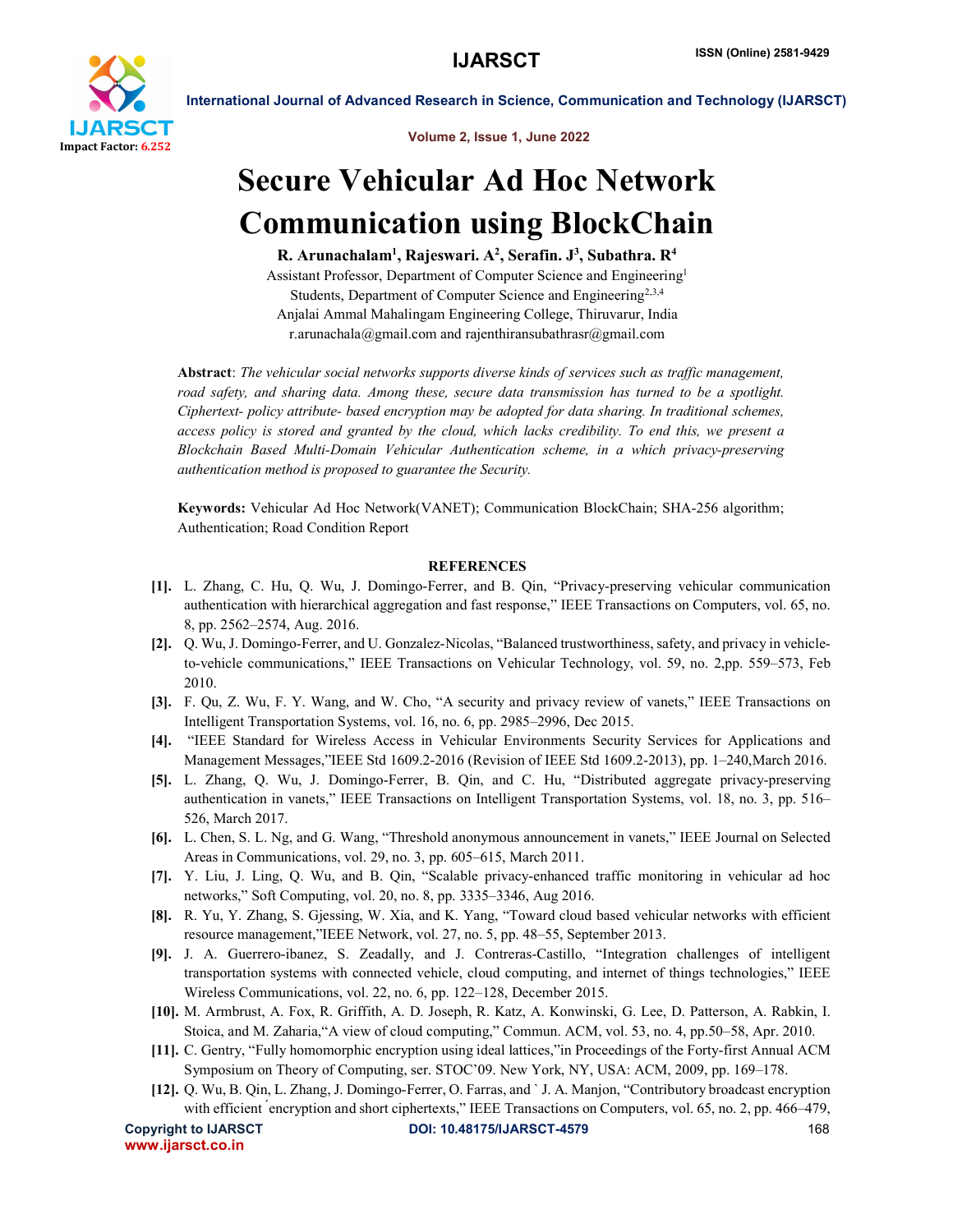# Secure Vehicular Ad Hoc Network Communication using BlockChain

**R. Arunachalam[1], Rajeswari. A[2], Serafin. J[3], Subathra. R[4]**

Assistant Professor, Department of Computer Science and Engineering[1]

Students, Department of Computer Science and Engineering[2,3,4]

Anjalai Ammal Mahalingam Engineering College, Thiruvarur, India

r.arunachala@gmail.com and rajenthiransubathrasr@gmail.com

**Abstract**: *The vehicular social networks supports diverse kinds of services such as traffic management, road safety, and sharing data. Among these, secure data transmission has turned to be a spotlight. Ciphertext- policy attribute- based encryption may be adopted for data sharing. In traditional schemes, access policy is stored and granted by the cloud, which lacks credibility. To end this, we present a Blockchain Based Multi-Domain Vehicular Authentication scheme, in a which privacy-preserving authentication method is proposed to guarantee the Security.*

**Keywords:** Vehicular Ad Hoc Network(VANET); Communication BlockChain; SHA-256 algorithm; Authentication; Road Condition Report

## REFERENCES

**[1].** L. Zhang, C. Hu, Q. Wu, J. Domingo-Ferrer, and B. Qin, "Privacy-preserving vehicular communication authentication with hierarchical aggregation and fast response," IEEE Transactions on Computers, vol. 65, no. 8, pp. 2562–2574, Aug. 2016.

**[2].** Q. Wu, J. Domingo-Ferrer, and U. Gonzalez-Nicolas, "Balanced trustworthiness, safety, and privacy in vehicle-to-vehicle communications," IEEE Transactions on Vehicular Technology, vol. 59, no. 2,pp. 559–573, Feb 2010.

**[3].** F. Qu, Z. Wu, F. Y. Wang, and W. Cho, "A security and privacy review of vanets," IEEE Transactions on Intelligent Transportation Systems, vol. 16, no. 6, pp. 2985–2996, Dec 2015.

**[4].** "IEEE Standard for Wireless Access in Vehicular Environments Security Services for Applications and Management Messages,"IEEE Std 1609.2-2016 (Revision of IEEE Std 1609.2-2013), pp. 1–240,March 2016.

**[5].** L. Zhang, Q. Wu, J. Domingo-Ferrer, B. Qin, and C. Hu, "Distributed aggregate privacy-preserving authentication in vanets," IEEE Transactions on Intelligent Transportation Systems, vol. 18, no. 3, pp. 516–526, March 2017.

**[6].** L. Chen, S. L. Ng, and G. Wang, "Threshold anonymous announcement in vanets," IEEE Journal on Selected Areas in Communications, vol. 29, no. 3, pp. 605–615, March 2011.

**[7].** Y. Liu, J. Ling, Q. Wu, and B. Qin, "Scalable privacy-enhanced traffic monitoring in vehicular ad hoc networks," Soft Computing, vol. 20, no. 8, pp. 3335–3346, Aug 2016.

**[8].** R. Yu, Y. Zhang, S. Gjessing, W. Xia, and K. Yang, "Toward cloud based vehicular networks with efficient resource management,"IEEE Network, vol. 27, no. 5, pp. 48–55, September 2013.

**[9].** J. A. Guerrero-ibanez, S. Zeadally, and J. Contreras-Castillo, "Integration challenges of intelligent transportation systems with connected vehicle, cloud computing, and internet of things technologies," IEEE Wireless Communications, vol. 22, no. 6, pp. 122–128, December 2015.

**[10].** M. Armbrust, A. Fox, R. Griffith, A. D. Joseph, R. Katz, A. Konwinski, G. Lee, D. Patterson, A. Rabkin, I. Stoica, and M. Zaharia,"A view of cloud computing," Commun. ACM, vol. 53, no. 4, pp.50–58, Apr. 2010.

**[11].** C. Gentry, "Fully homomorphic encryption using ideal lattices,"in Proceedings of the Forty-first Annual ACM Symposium on Theory of Computing, ser. STOC'09. New York, NY, USA: ACM, 2009, pp. 169–178.

**[12].** Q. Wu, B. Qin, L. Zhang, J. Domingo-Ferrer, O. Farras, and ` J. A. Manjon, "Contributory broadcast encryption with efficient ́ encryption and short ciphertexts," IEEE Transactions on Computers, vol. 65, no. 2, pp. 466–479,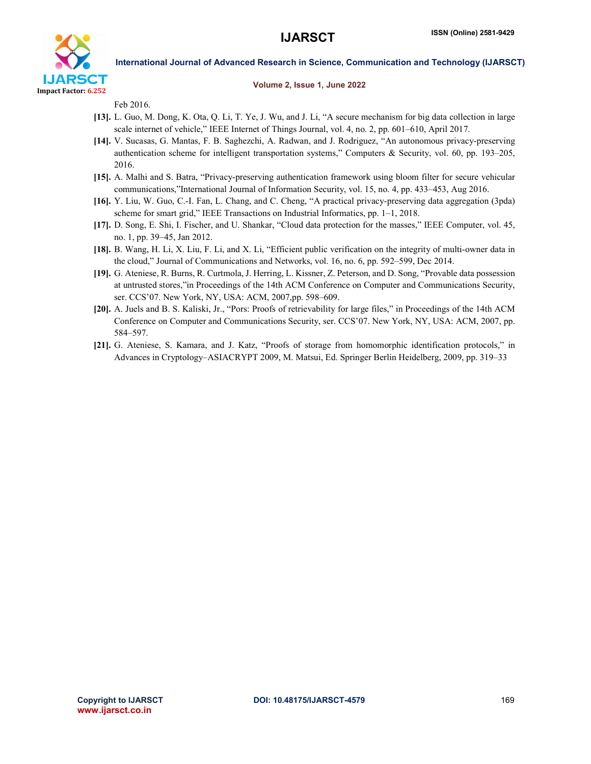Feb 2016.

**[13].** L. Guo, M. Dong, K. Ota, Q. Li, T. Ye, J. Wu, and J. Li, "A secure mechanism for big data collection in large scale internet of vehicle," IEEE Internet of Things Journal, vol. 4, no. 2, pp. 601–610, April 2017.

**[14].** V. Sucasas, G. Mantas, F. B. Saghezchi, A. Radwan, and J. Rodriguez, "An autonomous privacy-preserving authentication scheme for intelligent transportation systems," Computers & Security, vol. 60, pp. 193–205, 2016.

**[15].** A. Malhi and S. Batra, "Privacy-preserving authentication framework using bloom filter for secure vehicular communications,"International Journal of Information Security, vol. 15, no. 4, pp. 433–453, Aug 2016.

**[16].** Y. Liu, W. Guo, C.-I. Fan, L. Chang, and C. Cheng, "A practical privacy-preserving data aggregation (3pda) scheme for smart grid," IEEE Transactions on Industrial Informatics, pp. 1–1, 2018.

**[17].** D. Song, E. Shi, I. Fischer, and U. Shankar, "Cloud data protection for the masses," IEEE Computer, vol. 45, no. 1, pp. 39–45, Jan 2012.

**[18].** B. Wang, H. Li, X. Liu, F. Li, and X. Li, "Efficient public verification on the integrity of multi-owner data in the cloud," Journal of Communications and Networks, vol. 16, no. 6, pp. 592–599, Dec 2014.

**[19].** G. Ateniese, R. Burns, R. Curtmola, J. Herring, L. Kissner, Z. Peterson, and D. Song, "Provable data possession at untrusted stores,"in Proceedings of the 14th ACM Conference on Computer and Communications Security, ser. CCS'07. New York, NY, USA: ACM, 2007,pp. 598–609.

**[20].** A. Juels and B. S. Kaliski, Jr., "Pors: Proofs of retrievability for large files," in Proceedings of the 14th ACM Conference on Computer and Communications Security, ser. CCS'07. New York, NY, USA: ACM, 2007, pp. 584–597.

**[21].** G. Ateniese, S. Kamara, and J. Katz, "Proofs of storage from homomorphic identification protocols," in Advances in Cryptology–ASIACRYPT 2009, M. Matsui, Ed. Springer Berlin Heidelberg, 2009, pp. 319–33